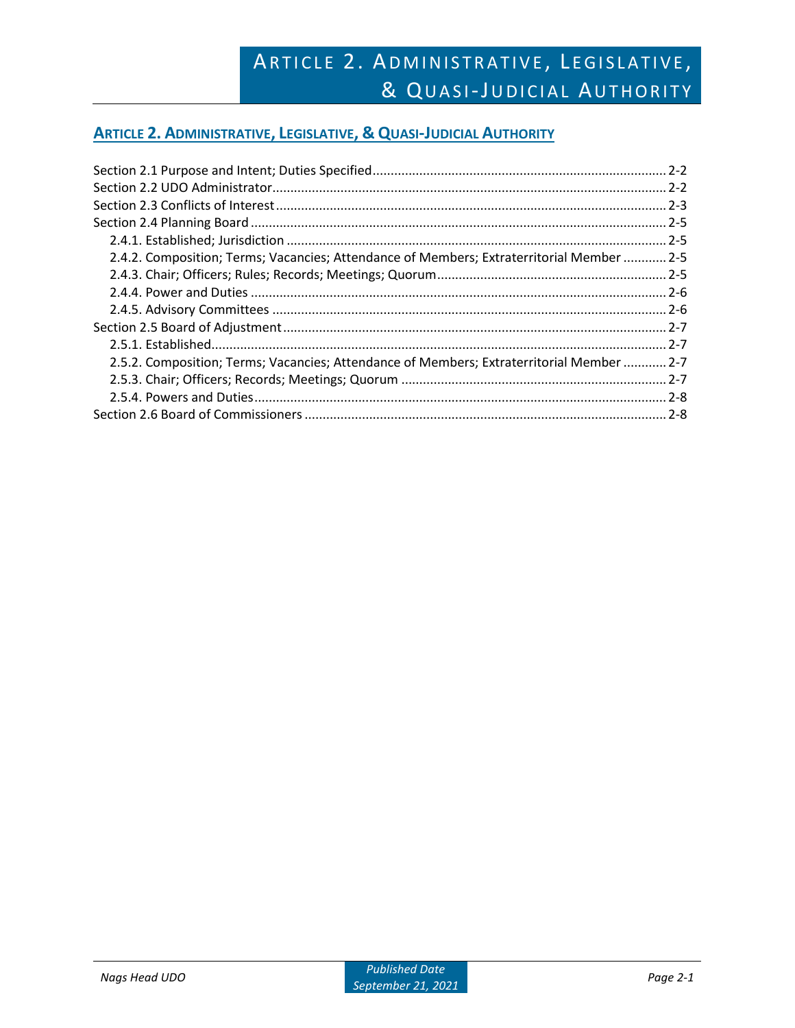# Article 2. Administrative, Legislative, & Quasi-Judicial Authority

Section 2.1 Purpose and Intent; Duties Specified ........ 2-2
Section 2.2 UDO Administrator ........ 2-2
Section 2.3 Conflicts of Interest ........ 2-3
Section 2.4 Planning Board ........ 2-5
- 2.4.1. Established; Jurisdiction ........ 2-5
- 2.4.2. Composition; Terms; Vacancies; Attendance of Members; Extraterritorial Member ........ 2-5
- 2.4.3. Chair; Officers; Rules; Records; Meetings; Quorum ........ 2-5
- 2.4.4. Power and Duties ........ 2-6
- 2.4.5. Advisory Committees ........ 2-6

Section 2.5 Board of Adjustment ........ 2-7
- 2.5.1. Established ........ 2-7
- 2.5.2. Composition; Terms; Vacancies; Attendance of Members; Extraterritorial Member ........ 2-7
- 2.5.3. Chair; Officers; Records; Meetings; Quorum ........ 2-7
- 2.5.4. Powers and Duties ........ 2-8

Section 2.6 Board of Commissioners ........ 2-8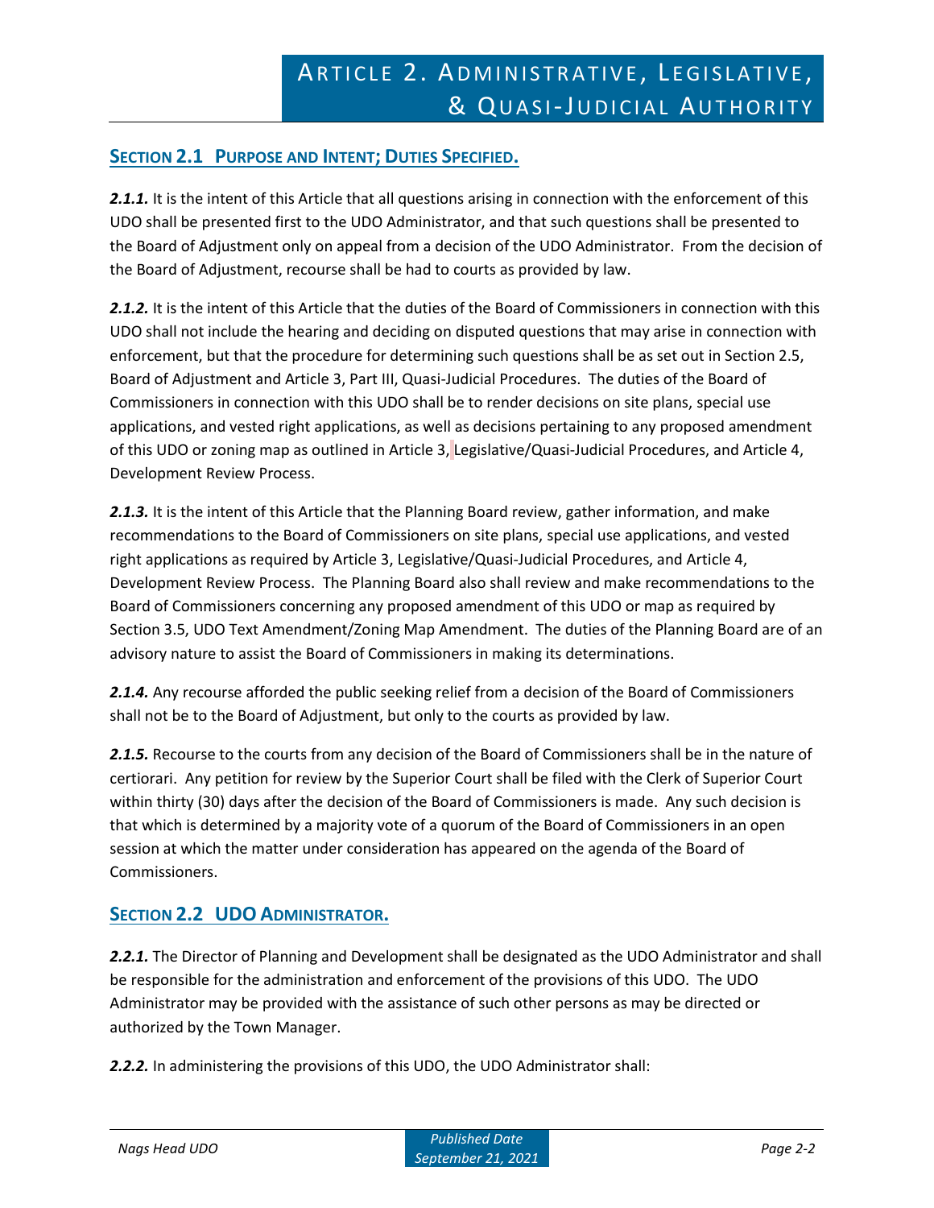# Article 2. Administrative, Legislative, & Quasi-Judicial Authority

## Section 2.1 Purpose and Intent; Duties Specified.

***2.1.1.*** It is the intent of this Article that all questions arising in connection with the enforcement of this UDO shall be presented first to the UDO Administrator, and that such questions shall be presented to the Board of Adjustment only on appeal from a decision of the UDO Administrator. From the decision of the Board of Adjustment, recourse shall be had to courts as provided by law.

***2.1.2.*** It is the intent of this Article that the duties of the Board of Commissioners in connection with this UDO shall not include the hearing and deciding on disputed questions that may arise in connection with enforcement, but that the procedure for determining such questions shall be as set out in Section 2.5, Board of Adjustment and Article 3, Part III, Quasi-Judicial Procedures. The duties of the Board of Commissioners in connection with this UDO shall be to render decisions on site plans, special use applications, and vested right applications, as well as decisions pertaining to any proposed amendment of this UDO or zoning map as outlined in Article 3, Legislative/Quasi-Judicial Procedures, and Article 4, Development Review Process.

***2.1.3.*** It is the intent of this Article that the Planning Board review, gather information, and make recommendations to the Board of Commissioners on site plans, special use applications, and vested right applications as required by Article 3, Legislative/Quasi-Judicial Procedures, and Article 4, Development Review Process. The Planning Board also shall review and make recommendations to the Board of Commissioners concerning any proposed amendment of this UDO or map as required by Section 3.5, UDO Text Amendment/Zoning Map Amendment. The duties of the Planning Board are of an advisory nature to assist the Board of Commissioners in making its determinations.

***2.1.4.*** Any recourse afforded the public seeking relief from a decision of the Board of Commissioners shall not be to the Board of Adjustment, but only to the courts as provided by law.

***2.1.5.*** Recourse to the courts from any decision of the Board of Commissioners shall be in the nature of certiorari. Any petition for review by the Superior Court shall be filed with the Clerk of Superior Court within thirty (30) days after the decision of the Board of Commissioners is made. Any such decision is that which is determined by a majority vote of a quorum of the Board of Commissioners in an open session at which the matter under consideration has appeared on the agenda of the Board of Commissioners.

## Section 2.2 UDO Administrator.

***2.2.1.*** The Director of Planning and Development shall be designated as the UDO Administrator and shall be responsible for the administration and enforcement of the provisions of this UDO. The UDO Administrator may be provided with the assistance of such other persons as may be directed or authorized by the Town Manager.

***2.2.2.*** In administering the provisions of this UDO, the UDO Administrator shall: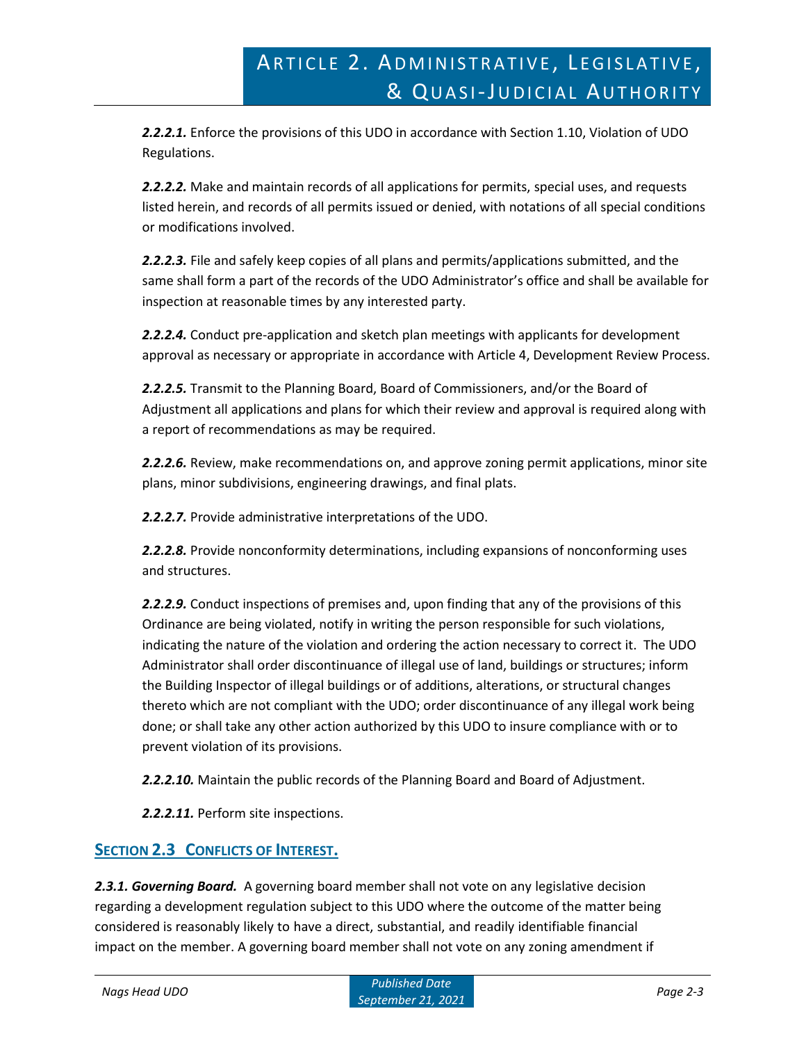***2.2.2.1.*** Enforce the provisions of this UDO in accordance with Section 1.10, Violation of UDO Regulations.

***2.2.2.2.*** Make and maintain records of all applications for permits, special uses, and requests listed herein, and records of all permits issued or denied, with notations of all special conditions or modifications involved.

***2.2.2.3.*** File and safely keep copies of all plans and permits/applications submitted, and the same shall form a part of the records of the UDO Administrator's office and shall be available for inspection at reasonable times by any interested party.

***2.2.2.4.*** Conduct pre-application and sketch plan meetings with applicants for development approval as necessary or appropriate in accordance with Article 4, Development Review Process.

***2.2.2.5.*** Transmit to the Planning Board, Board of Commissioners, and/or the Board of Adjustment all applications and plans for which their review and approval is required along with a report of recommendations as may be required.

***2.2.2.6.*** Review, make recommendations on, and approve zoning permit applications, minor site plans, minor subdivisions, engineering drawings, and final plats.

***2.2.2.7.*** Provide administrative interpretations of the UDO.

***2.2.2.8.*** Provide nonconformity determinations, including expansions of nonconforming uses and structures.

***2.2.2.9.*** Conduct inspections of premises and, upon finding that any of the provisions of this Ordinance are being violated, notify in writing the person responsible for such violations, indicating the nature of the violation and ordering the action necessary to correct it. The UDO Administrator shall order discontinuance of illegal use of land, buildings or structures; inform the Building Inspector of illegal buildings or of additions, alterations, or structural changes thereto which are not compliant with the UDO; order discontinuance of any illegal work being done; or shall take any other action authorized by this UDO to insure compliance with or to prevent violation of its provisions.

***2.2.2.10.*** Maintain the public records of the Planning Board and Board of Adjustment.

***2.2.2.11.*** Perform site inspections.

## SECTION 2.3 CONFLICTS OF INTEREST.

***2.3.1. Governing Board.*** A governing board member shall not vote on any legislative decision regarding a development regulation subject to this UDO where the outcome of the matter being considered is reasonably likely to have a direct, substantial, and readily identifiable financial impact on the member. A governing board member shall not vote on any zoning amendment if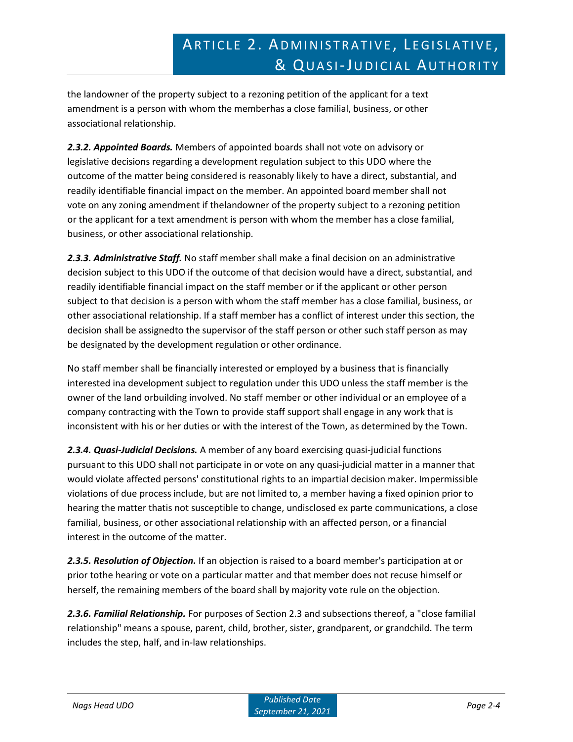the landowner of the property subject to a rezoning petition of the applicant for a text amendment is a person with whom the memberhas a close familial, business, or other associational relationship.

***2.3.2. Appointed Boards.*** Members of appointed boards shall not vote on advisory or legislative decisions regarding a development regulation subject to this UDO where the outcome of the matter being considered is reasonably likely to have a direct, substantial, and readily identifiable financial impact on the member. An appointed board member shall not vote on any zoning amendment if thelandowner of the property subject to a rezoning petition or the applicant for a text amendment is person with whom the member has a close familial, business, or other associational relationship.

***2.3.3. Administrative Staff.*** No staff member shall make a final decision on an administrative decision subject to this UDO if the outcome of that decision would have a direct, substantial, and readily identifiable financial impact on the staff member or if the applicant or other person subject to that decision is a person with whom the staff member has a close familial, business, or other associational relationship. If a staff member has a conflict of interest under this section, the decision shall be assignedto the supervisor of the staff person or other such staff person as may be designated by the development regulation or other ordinance.

No staff member shall be financially interested or employed by a business that is financially interested ina development subject to regulation under this UDO unless the staff member is the owner of the land orbuilding involved. No staff member or other individual or an employee of a company contracting with the Town to provide staff support shall engage in any work that is inconsistent with his or her duties or with the interest of the Town, as determined by the Town.

***2.3.4. Quasi-Judicial Decisions.*** A member of any board exercising quasi-judicial functions pursuant to this UDO shall not participate in or vote on any quasi-judicial matter in a manner that would violate affected persons' constitutional rights to an impartial decision maker. Impermissible violations of due process include, but are not limited to, a member having a fixed opinion prior to hearing the matter thatis not susceptible to change, undisclosed ex parte communications, a close familial, business, or other associational relationship with an affected person, or a financial interest in the outcome of the matter.

***2.3.5. Resolution of Objection.*** If an objection is raised to a board member's participation at or prior tothe hearing or vote on a particular matter and that member does not recuse himself or herself, the remaining members of the board shall by majority vote rule on the objection.

***2.3.6. Familial Relationship.*** For purposes of Section 2.3 and subsections thereof, a "close familial relationship" means a spouse, parent, child, brother, sister, grandparent, or grandchild. The term includes the step, half, and in-law relationships.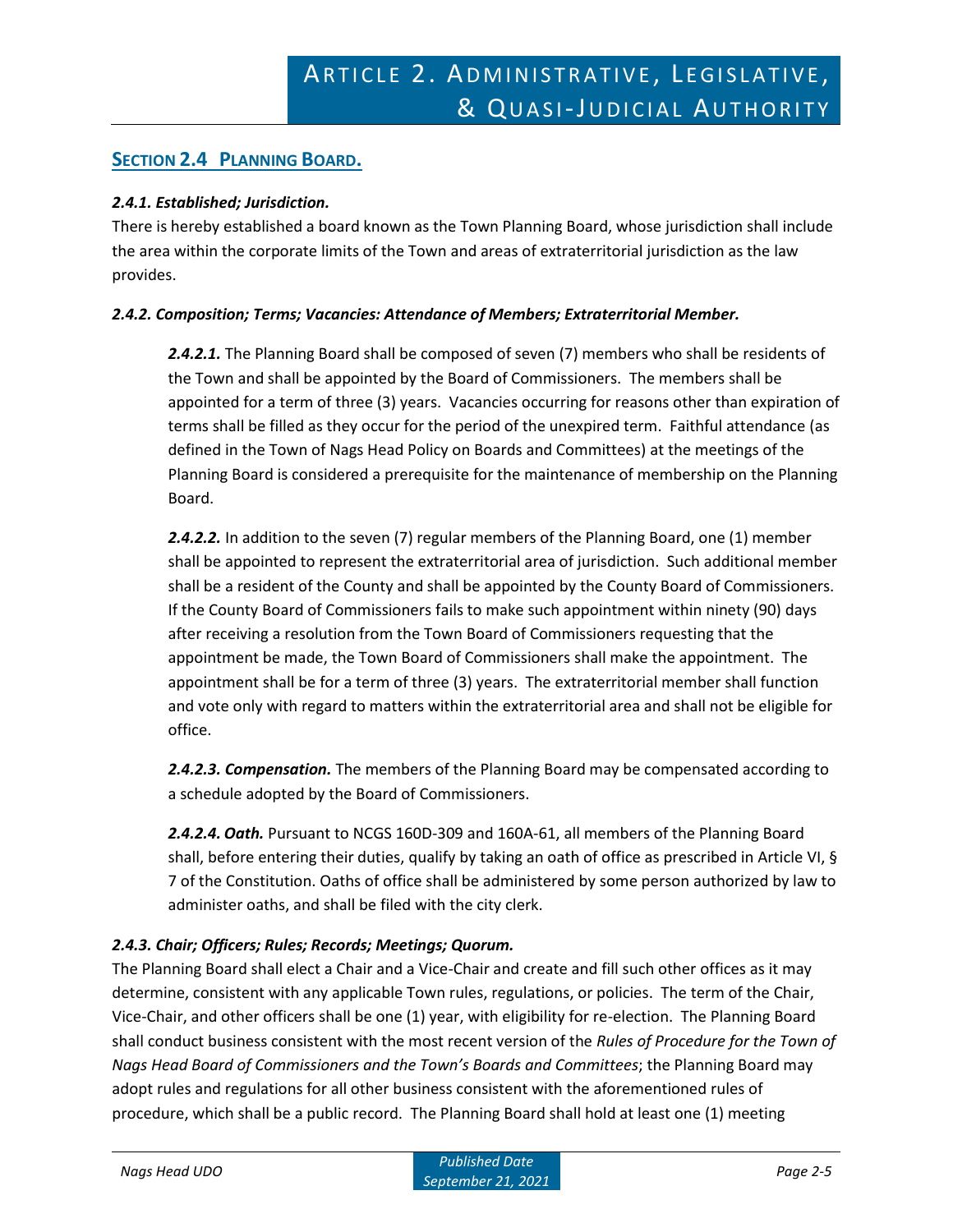## SECTION 2.4 PLANNING BOARD.

### *2.4.1. Established; Jurisdiction.*

There is hereby established a board known as the Town Planning Board, whose jurisdiction shall include the area within the corporate limits of the Town and areas of extraterritorial jurisdiction as the law provides.

### *2.4.2. Composition; Terms; Vacancies: Attendance of Members; Extraterritorial Member.*

***2.4.2.1.*** The Planning Board shall be composed of seven (7) members who shall be residents of the Town and shall be appointed by the Board of Commissioners. The members shall be appointed for a term of three (3) years. Vacancies occurring for reasons other than expiration of terms shall be filled as they occur for the period of the unexpired term. Faithful attendance (as defined in the Town of Nags Head Policy on Boards and Committees) at the meetings of the Planning Board is considered a prerequisite for the maintenance of membership on the Planning Board.

***2.4.2.2.*** In addition to the seven (7) regular members of the Planning Board, one (1) member shall be appointed to represent the extraterritorial area of jurisdiction. Such additional member shall be a resident of the County and shall be appointed by the County Board of Commissioners. If the County Board of Commissioners fails to make such appointment within ninety (90) days after receiving a resolution from the Town Board of Commissioners requesting that the appointment be made, the Town Board of Commissioners shall make the appointment. The appointment shall be for a term of three (3) years. The extraterritorial member shall function and vote only with regard to matters within the extraterritorial area and shall not be eligible for office.

***2.4.2.3. Compensation.*** The members of the Planning Board may be compensated according to a schedule adopted by the Board of Commissioners.

***2.4.2.4. Oath.*** Pursuant to NCGS 160D-309 and 160A-61, all members of the Planning Board shall, before entering their duties, qualify by taking an oath of office as prescribed in Article VI, § 7 of the Constitution. Oaths of office shall be administered by some person authorized by law to administer oaths, and shall be filed with the city clerk.

### *2.4.3. Chair; Officers; Rules; Records; Meetings; Quorum.*

The Planning Board shall elect a Chair and a Vice-Chair and create and fill such other offices as it may determine, consistent with any applicable Town rules, regulations, or policies. The term of the Chair, Vice-Chair, and other officers shall be one (1) year, with eligibility for re-election. The Planning Board shall conduct business consistent with the most recent version of the *Rules of Procedure for the Town of Nags Head Board of Commissioners and the Town's Boards and Committees*; the Planning Board may adopt rules and regulations for all other business consistent with the aforementioned rules of procedure, which shall be a public record. The Planning Board shall hold at least one (1) meeting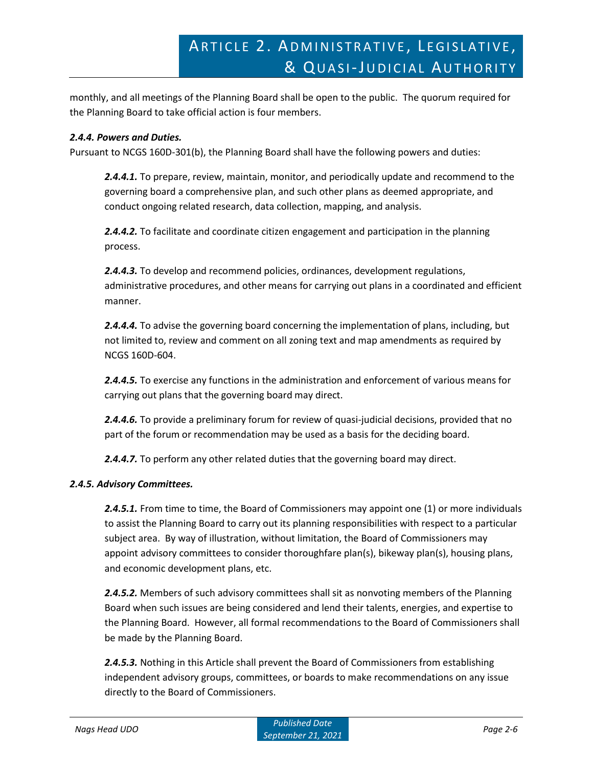monthly, and all meetings of the Planning Board shall be open to the public. The quorum required for the Planning Board to take official action is four members.

***2.4.4. Powers and Duties.***

Pursuant to NCGS 160D-301(b), the Planning Board shall have the following powers and duties:

***2.4.4.1.*** To prepare, review, maintain, monitor, and periodically update and recommend to the governing board a comprehensive plan, and such other plans as deemed appropriate, and conduct ongoing related research, data collection, mapping, and analysis.

***2.4.4.2.*** To facilitate and coordinate citizen engagement and participation in the planning process.

***2.4.4.3.*** To develop and recommend policies, ordinances, development regulations, administrative procedures, and other means for carrying out plans in a coordinated and efficient manner.

***2.4.4.4.*** To advise the governing board concerning the implementation of plans, including, but not limited to, review and comment on all zoning text and map amendments as required by NCGS 160D-604.

***2.4.4.5.*** To exercise any functions in the administration and enforcement of various means for carrying out plans that the governing board may direct.

***2.4.4.6.*** To provide a preliminary forum for review of quasi-judicial decisions, provided that no part of the forum or recommendation may be used as a basis for the deciding board.

***2.4.4.7.*** To perform any other related duties that the governing board may direct.

***2.4.5. Advisory Committees.***

***2.4.5.1.*** From time to time, the Board of Commissioners may appoint one (1) or more individuals to assist the Planning Board to carry out its planning responsibilities with respect to a particular subject area. By way of illustration, without limitation, the Board of Commissioners may appoint advisory committees to consider thoroughfare plan(s), bikeway plan(s), housing plans, and economic development plans, etc.

***2.4.5.2.*** Members of such advisory committees shall sit as nonvoting members of the Planning Board when such issues are being considered and lend their talents, energies, and expertise to the Planning Board. However, all formal recommendations to the Board of Commissioners shall be made by the Planning Board.

***2.4.5.3.*** Nothing in this Article shall prevent the Board of Commissioners from establishing independent advisory groups, committees, or boards to make recommendations on any issue directly to the Board of Commissioners.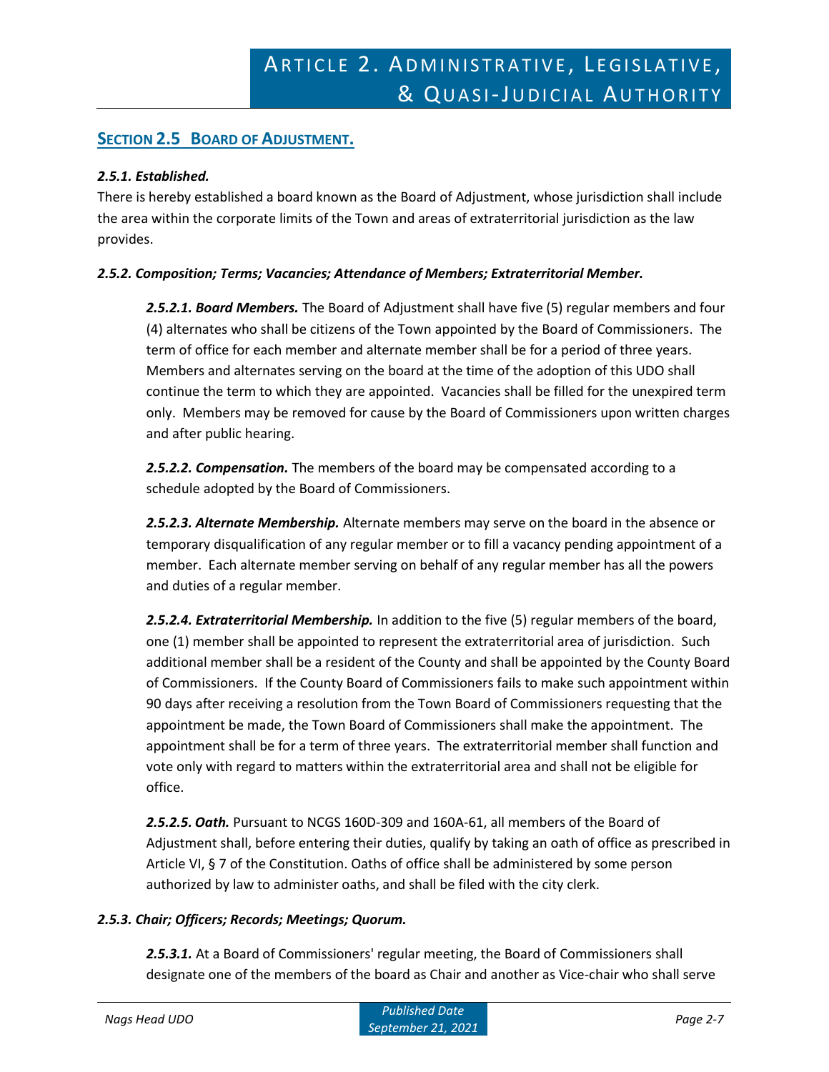## Section 2.5 Board of Adjustment.

***2.5.1. Established.***

There is hereby established a board known as the Board of Adjustment, whose jurisdiction shall include the area within the corporate limits of the Town and areas of extraterritorial jurisdiction as the law provides.

***2.5.2. Composition; Terms; Vacancies; Attendance of Members; Extraterritorial Member.***

***2.5.2.1. Board Members.*** The Board of Adjustment shall have five (5) regular members and four (4) alternates who shall be citizens of the Town appointed by the Board of Commissioners. The term of office for each member and alternate member shall be for a period of three years. Members and alternates serving on the board at the time of the adoption of this UDO shall continue the term to which they are appointed. Vacancies shall be filled for the unexpired term only. Members may be removed for cause by the Board of Commissioners upon written charges and after public hearing.

***2.5.2.2. Compensation.*** The members of the board may be compensated according to a schedule adopted by the Board of Commissioners.

***2.5.2.3. Alternate Membership.*** Alternate members may serve on the board in the absence or temporary disqualification of any regular member or to fill a vacancy pending appointment of a member. Each alternate member serving on behalf of any regular member has all the powers and duties of a regular member.

***2.5.2.4. Extraterritorial Membership.*** In addition to the five (5) regular members of the board, one (1) member shall be appointed to represent the extraterritorial area of jurisdiction. Such additional member shall be a resident of the County and shall be appointed by the County Board of Commissioners. If the County Board of Commissioners fails to make such appointment within 90 days after receiving a resolution from the Town Board of Commissioners requesting that the appointment be made, the Town Board of Commissioners shall make the appointment. The appointment shall be for a term of three years. The extraterritorial member shall function and vote only with regard to matters within the extraterritorial area and shall not be eligible for office.

***2.5.2.5. Oath.*** Pursuant to NCGS 160D-309 and 160A-61, all members of the Board of Adjustment shall, before entering their duties, qualify by taking an oath of office as prescribed in Article VI, § 7 of the Constitution. Oaths of office shall be administered by some person authorized by law to administer oaths, and shall be filed with the city clerk.

***2.5.3. Chair; Officers; Records; Meetings; Quorum.***

***2.5.3.1.*** At a Board of Commissioners' regular meeting, the Board of Commissioners shall designate one of the members of the board as Chair and another as Vice-chair who shall serve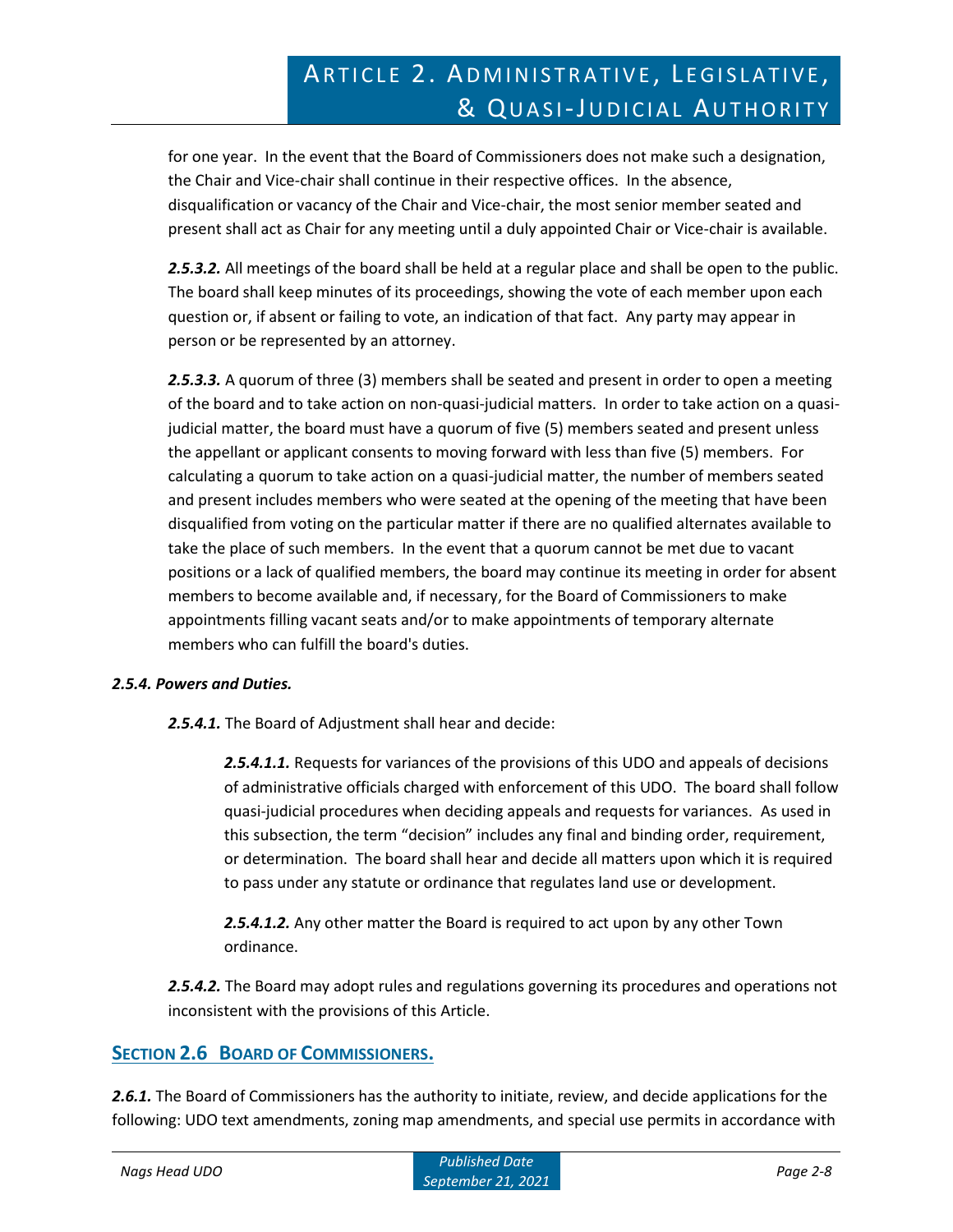for one year. In the event that the Board of Commissioners does not make such a designation, the Chair and Vice-chair shall continue in their respective offices. In the absence, disqualification or vacancy of the Chair and Vice-chair, the most senior member seated and present shall act as Chair for any meeting until a duly appointed Chair or Vice-chair is available.

***2.5.3.2.*** All meetings of the board shall be held at a regular place and shall be open to the public. The board shall keep minutes of its proceedings, showing the vote of each member upon each question or, if absent or failing to vote, an indication of that fact. Any party may appear in person or be represented by an attorney.

***2.5.3.3.*** A quorum of three (3) members shall be seated and present in order to open a meeting of the board and to take action on non-quasi-judicial matters. In order to take action on a quasi-judicial matter, the board must have a quorum of five (5) members seated and present unless the appellant or applicant consents to moving forward with less than five (5) members. For calculating a quorum to take action on a quasi-judicial matter, the number of members seated and present includes members who were seated at the opening of the meeting that have been disqualified from voting on the particular matter if there are no qualified alternates available to take the place of such members. In the event that a quorum cannot be met due to vacant positions or a lack of qualified members, the board may continue its meeting in order for absent members to become available and, if necessary, for the Board of Commissioners to make appointments filling vacant seats and/or to make appointments of temporary alternate members who can fulfill the board's duties.

***2.5.4. Powers and Duties.***

***2.5.4.1.*** The Board of Adjustment shall hear and decide:

***2.5.4.1.1.*** Requests for variances of the provisions of this UDO and appeals of decisions of administrative officials charged with enforcement of this UDO. The board shall follow quasi-judicial procedures when deciding appeals and requests for variances. As used in this subsection, the term "decision" includes any final and binding order, requirement, or determination. The board shall hear and decide all matters upon which it is required to pass under any statute or ordinance that regulates land use or development.

***2.5.4.1.2.*** Any other matter the Board is required to act upon by any other Town ordinance.

***2.5.4.2.*** The Board may adopt rules and regulations governing its procedures and operations not inconsistent with the provisions of this Article.

## SECTION 2.6 BOARD OF COMMISSIONERS.

***2.6.1.*** The Board of Commissioners has the authority to initiate, review, and decide applications for the following: UDO text amendments, zoning map amendments, and special use permits in accordance with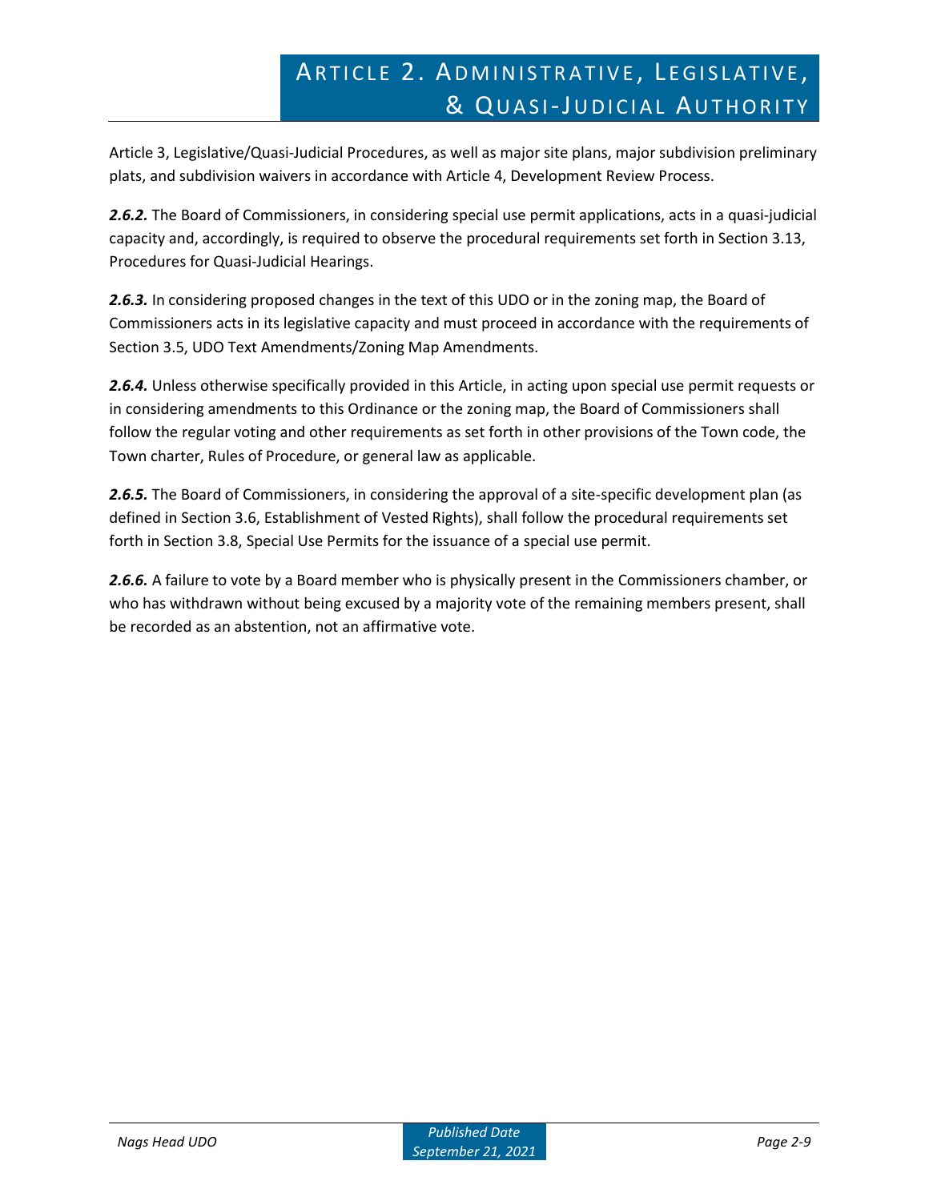Article 3, Legislative/Quasi-Judicial Procedures, as well as major site plans, major subdivision preliminary plats, and subdivision waivers in accordance with Article 4, Development Review Process.

***2.6.2.*** The Board of Commissioners, in considering special use permit applications, acts in a quasi-judicial capacity and, accordingly, is required to observe the procedural requirements set forth in Section 3.13, Procedures for Quasi-Judicial Hearings.

***2.6.3.*** In considering proposed changes in the text of this UDO or in the zoning map, the Board of Commissioners acts in its legislative capacity and must proceed in accordance with the requirements of Section 3.5, UDO Text Amendments/Zoning Map Amendments.

***2.6.4.*** Unless otherwise specifically provided in this Article, in acting upon special use permit requests or in considering amendments to this Ordinance or the zoning map, the Board of Commissioners shall follow the regular voting and other requirements as set forth in other provisions of the Town code, the Town charter, Rules of Procedure, or general law as applicable.

***2.6.5.*** The Board of Commissioners, in considering the approval of a site-specific development plan (as defined in Section 3.6, Establishment of Vested Rights), shall follow the procedural requirements set forth in Section 3.8, Special Use Permits for the issuance of a special use permit.

***2.6.6.*** A failure to vote by a Board member who is physically present in the Commissioners chamber, or who has withdrawn without being excused by a majority vote of the remaining members present, shall be recorded as an abstention, not an affirmative vote.